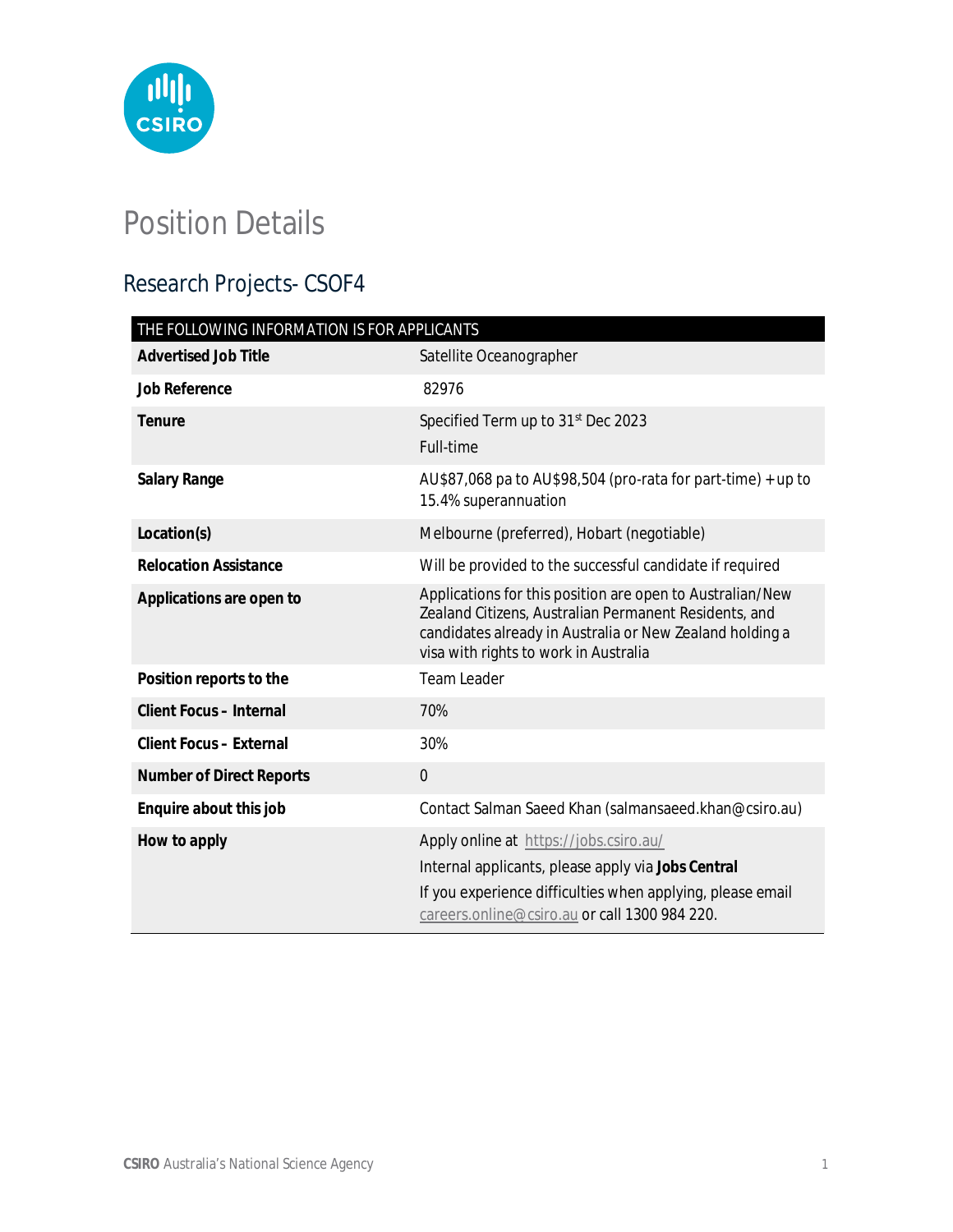# Position Details

## Research Projects- CSOF4

| THE FOLLOWING INFORMATION IS FOR APPLICANTS | |
|---|---|
| **Advertised Job Title** | Satellite Oceanographer |
| **Job Reference** | 82976 |
| **Tenure** | Specified Term up to 31st Dec 2023<br>Full-time |
| **Salary Range** | AU$87,068 pa to AU$98,504 (pro-rata for part-time) + up to 15.4% superannuation |
| **Location(s)** | Melbourne (preferred), Hobart (negotiable) |
| **Relocation Assistance** | Will be provided to the successful candidate if required |
| **Applications are open to** | Applications for this position are open to Australian/New Zealand Citizens, Australian Permanent Residents, and candidates already in Australia or New Zealand holding a visa with rights to work in Australia |
| **Position reports to the** | Team Leader |
| **Client Focus – Internal** | 70% |
| **Client Focus – External** | 30% |
| **Number of Direct Reports** | 0 |
| **Enquire about this job** | Contact Salman Saeed Khan (salmansaeed.khan@csiro.au) |
| **How to apply** | Apply online at https://jobs.csiro.au/<br>Internal applicants, please apply via **Jobs Central**<br>If you experience difficulties when applying, please email careers.online@csiro.au or call 1300 984 220. |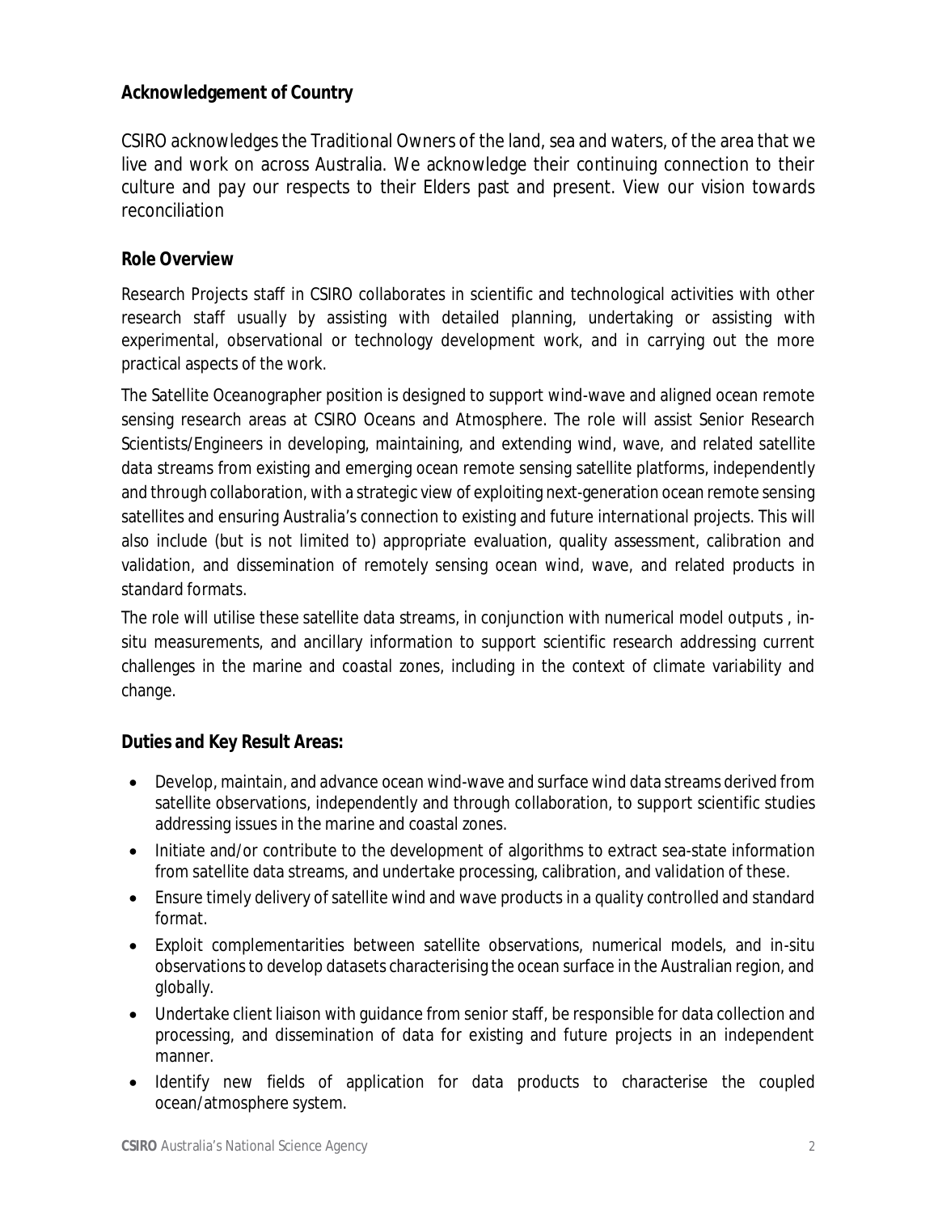**Acknowledgement of Country**

CSIRO acknowledges the Traditional Owners of the land, sea and waters, of the area that we live and work on across Australia. We acknowledge their continuing connection to their culture and pay our respects to their Elders past and present. View our vision towards reconciliation

**Role Overview**

Research Projects staff in CSIRO collaborates in scientific and technological activities with other research staff usually by assisting with detailed planning, undertaking or assisting with experimental, observational or technology development work, and in carrying out the more practical aspects of the work.

The Satellite Oceanographer position is designed to support wind-wave and aligned ocean remote sensing research areas at CSIRO Oceans and Atmosphere. The role will assist Senior Research Scientists/Engineers in developing, maintaining, and extending wind, wave, and related satellite data streams from existing and emerging ocean remote sensing satellite platforms, independently and through collaboration, with a strategic view of exploiting next-generation ocean remote sensing satellites and ensuring Australia's connection to existing and future international projects. This will also include (but is not limited to) appropriate evaluation, quality assessment, calibration and validation, and dissemination of remotely sensing ocean wind, wave, and related products in standard formats.

The role will utilise these satellite data streams, in conjunction with numerical model outputs , in-situ measurements, and ancillary information to support scientific research addressing current challenges in the marine and coastal zones, including in the context of climate variability and change.

**Duties and Key Result Areas:**

- Develop, maintain, and advance ocean wind-wave and surface wind data streams derived from satellite observations, independently and through collaboration, to support scientific studies addressing issues in the marine and coastal zones.
- Initiate and/or contribute to the development of algorithms to extract sea-state information from satellite data streams, and undertake processing, calibration, and validation of these.
- Ensure timely delivery of satellite wind and wave products in a quality controlled and standard format.
- Exploit complementarities between satellite observations, numerical models, and in-situ observations to develop datasets characterising the ocean surface in the Australian region, and globally.
- Undertake client liaison with guidance from senior staff, be responsible for data collection and processing, and dissemination of data for existing and future projects in an independent manner.
- Identify new fields of application for data products to characterise the coupled ocean/atmosphere system.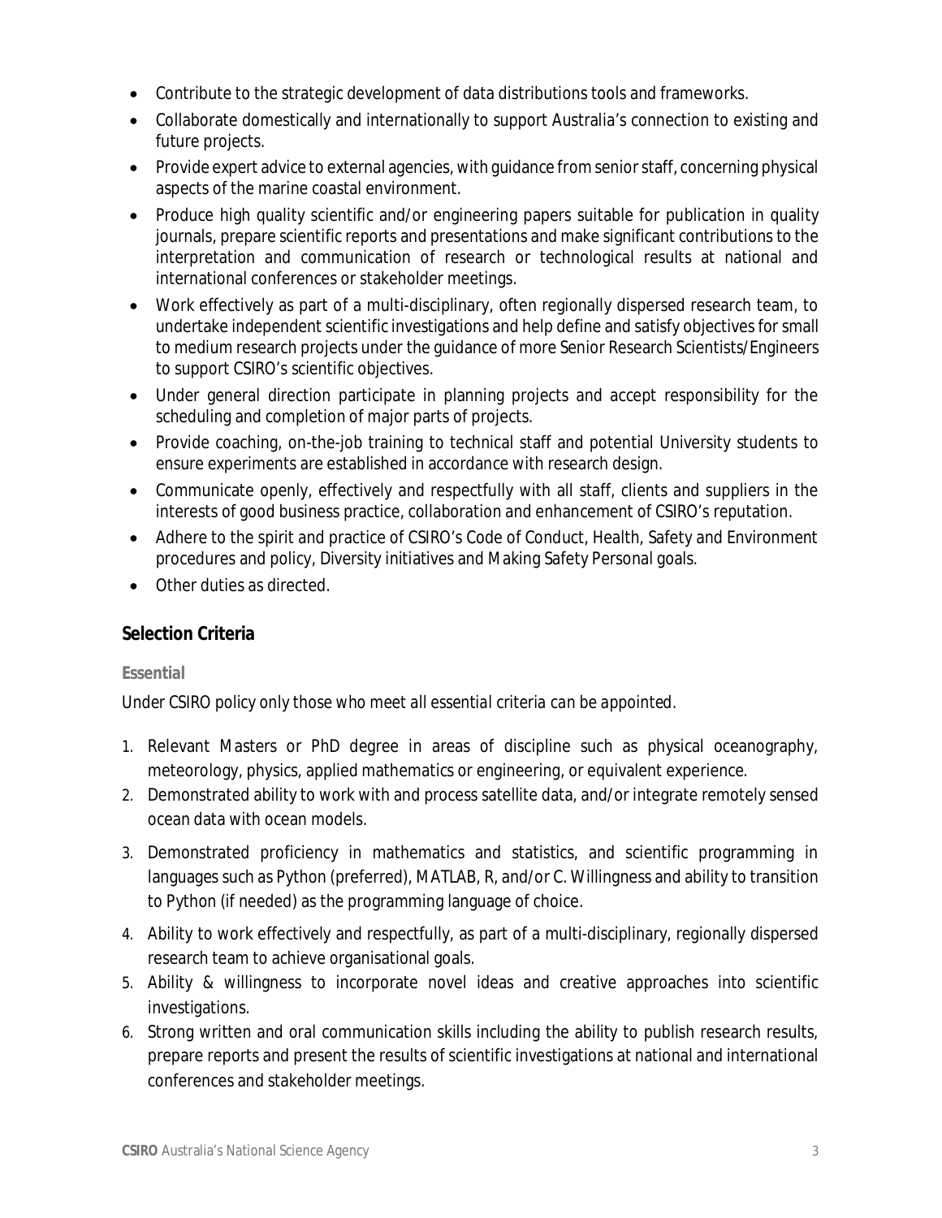- Contribute to the strategic development of data distributions tools and frameworks.
- Collaborate domestically and internationally to support Australia's connection to existing and future projects.
- Provide expert advice to external agencies, with guidance from senior staff, concerning physical aspects of the marine coastal environment.
- Produce high quality scientific and/or engineering papers suitable for publication in quality journals, prepare scientific reports and presentations and make significant contributions to the interpretation and communication of research or technological results at national and international conferences or stakeholder meetings.
- Work effectively as part of a multi-disciplinary, often regionally dispersed research team, to undertake independent scientific investigations and help define and satisfy objectives for small to medium research projects under the guidance of more Senior Research Scientists/Engineers to support CSIRO's scientific objectives.
- Under general direction participate in planning projects and accept responsibility for the scheduling and completion of major parts of projects.
- Provide coaching, on-the-job training to technical staff and potential University students to ensure experiments are established in accordance with research design.
- Communicate openly, effectively and respectfully with all staff, clients and suppliers in the interests of good business practice, collaboration and enhancement of CSIRO's reputation.
- Adhere to the spirit and practice of CSIRO's Code of Conduct, Health, Safety and Environment procedures and policy, Diversity initiatives and Making Safety Personal goals.
- Other duties as directed.

## Selection Criteria

### Essential

*Under CSIRO policy only those who meet all essential criteria can be appointed.*

1. Relevant Masters or PhD degree in areas of discipline such as physical oceanography, meteorology, physics, applied mathematics or engineering, or equivalent experience.
2. Demonstrated ability to work with and process satellite data, and/or integrate remotely sensed ocean data with ocean models.
3. Demonstrated proficiency in mathematics and statistics, and scientific programming in languages such as Python (preferred), MATLAB, R, and/or C. Willingness and ability to transition to Python (if needed) as the programming language of choice.
4. Ability to work effectively and respectfully, as part of a multi-disciplinary, regionally dispersed research team to achieve organisational goals.
5. Ability & willingness to incorporate novel ideas and creative approaches into scientific investigations.
6. Strong written and oral communication skills including the ability to publish research results, prepare reports and present the results of scientific investigations at national and international conferences and stakeholder meetings.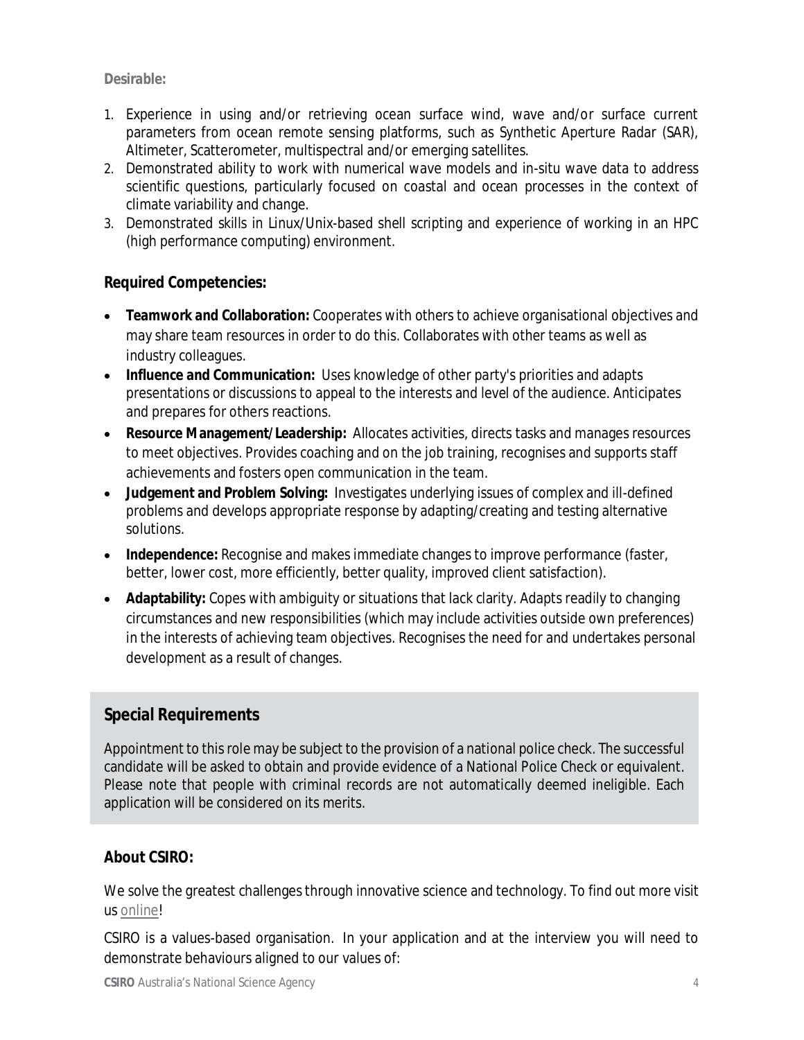**Desirable:**

1. Experience in using and/or retrieving ocean surface wind, wave and/or surface current parameters from ocean remote sensing platforms, such as Synthetic Aperture Radar (SAR), Altimeter, Scatterometer, multispectral and/or emerging satellites.
2. Demonstrated ability to work with numerical wave models and in-situ wave data to address scientific questions, particularly focused on coastal and ocean processes in the context of climate variability and change.
3. Demonstrated skills in Linux/Unix-based shell scripting and experience of working in an HPC (high performance computing) environment.

## Required Competencies:

- **Teamwork and Collaboration:** Cooperates with others to achieve organisational objectives and may share team resources in order to do this. Collaborates with other teams as well as industry colleagues.
- **Influence and Communication:** Uses knowledge of other party's priorities and adapts presentations or discussions to appeal to the interests and level of the audience. Anticipates and prepares for others reactions.
- **Resource Management/Leadership:** Allocates activities, directs tasks and manages resources to meet objectives. Provides coaching and on the job training, recognises and supports staff achievements and fosters open communication in the team.
- **Judgement and Problem Solving:** Investigates underlying issues of complex and ill-defined problems and develops appropriate response by adapting/creating and testing alternative solutions.
- **Independence:** Recognise and makes immediate changes to improve performance (faster, better, lower cost, more efficiently, better quality, improved client satisfaction).
- **Adaptability:** Copes with ambiguity or situations that lack clarity. Adapts readily to changing circumstances and new responsibilities (which may include activities outside own preferences) in the interests of achieving team objectives. Recognises the need for and undertakes personal development as a result of changes.

## Special Requirements

Appointment to this role may be subject to the provision of a national police check. The successful candidate will be asked to obtain and provide evidence of a National Police Check or equivalent. Please note that people with criminal records are not automatically deemed ineligible. Each application will be considered on its merits.

## About CSIRO:

We solve the greatest challenges through innovative science and technology. To find out more visit us online!

CSIRO is a values-based organisation. In your application and at the interview you will need to demonstrate behaviours aligned to our values of: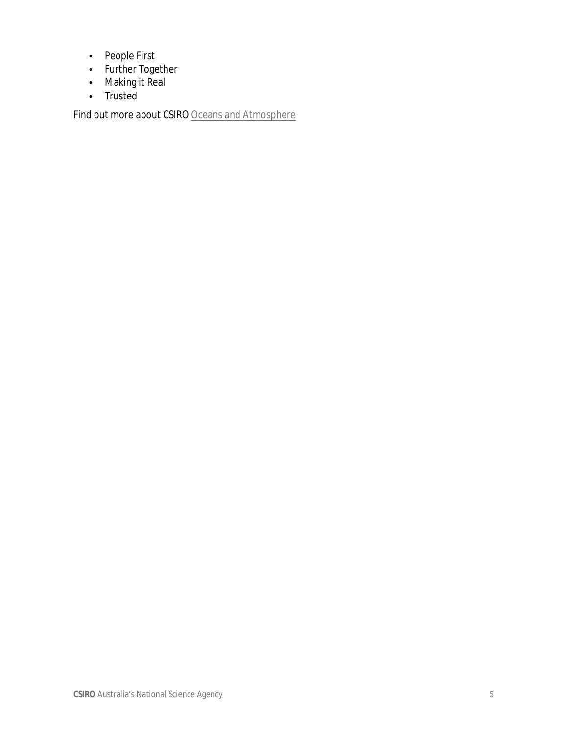- People First
- Further Together
- Making it Real
- Trusted

Find out more about CSIRO Oceans and Atmosphere